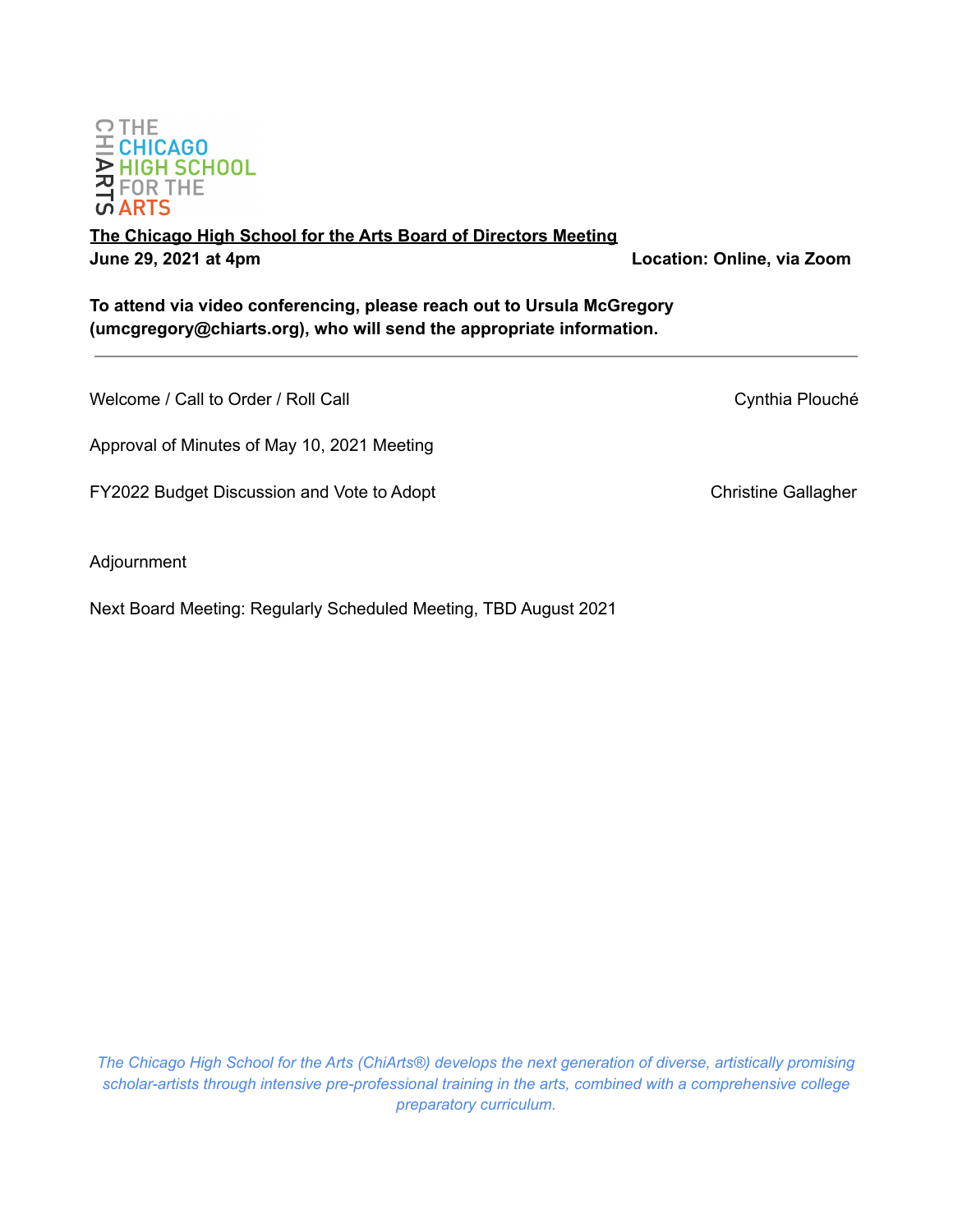THE CHICAGO HIGH SCHOOL FOR THE ARTS

# The Chicago High School for the Arts Board of Directors Meeting

**June 29, 2021 at 4pm** **Location: Online, via Zoom**

**To attend via video conferencing, please reach out to Ursula McGregory (umcgregory@chiarts.org), who will send the appropriate information.**

---

Welcome / Call to Order / Roll Call — Cynthia Plouché

Approval of Minutes of May 10, 2021 Meeting

FY2022 Budget Discussion and Vote to Adopt — Christine Gallagher

Adjournment

Next Board Meeting: Regularly Scheduled Meeting, TBD August 2021

*The Chicago High School for the Arts (ChiArts®) develops the next generation of diverse, artistically promising scholar-artists through intensive pre-professional training in the arts, combined with a comprehensive college preparatory curriculum.*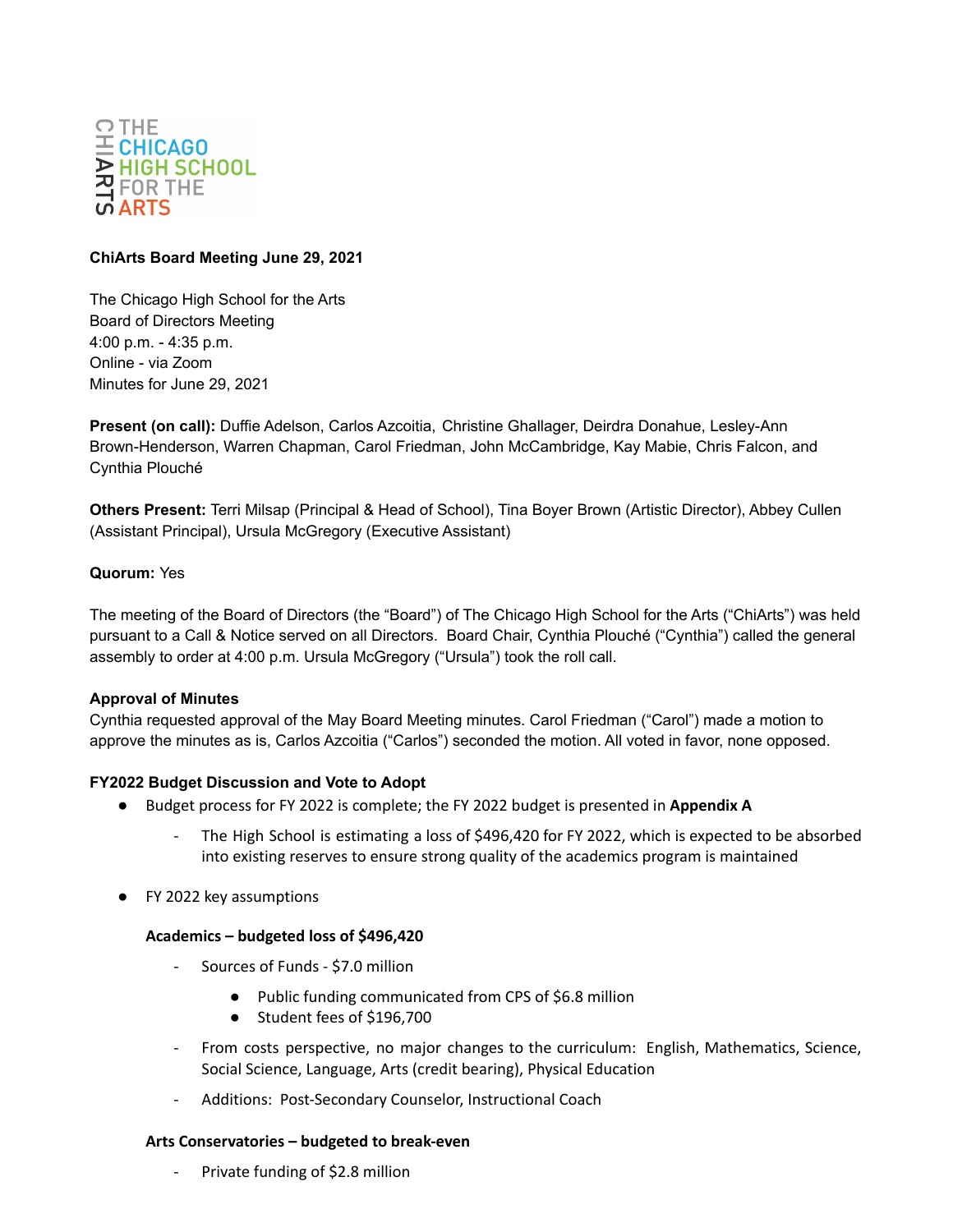**ChiArts Board Meeting June 29, 2021**

The Chicago High School for the Arts
Board of Directors Meeting
4:00 p.m. - 4:35 p.m.
Online - via Zoom
Minutes for June 29, 2021

**Present (on call):** Duffie Adelson, Carlos Azcoitia, Christine Ghallager, Deirdra Donahue, Lesley-Ann Brown-Henderson, Warren Chapman, Carol Friedman, John McCambridge, Kay Mabie, Chris Falcon, and Cynthia Plouché

**Others Present:** Terri Milsap (Principal & Head of School), Tina Boyer Brown (Artistic Director), Abbey Cullen (Assistant Principal), Ursula McGregory (Executive Assistant)

**Quorum:** Yes

The meeting of the Board of Directors (the "Board") of The Chicago High School for the Arts ("ChiArts") was held pursuant to a Call & Notice served on all Directors. Board Chair, Cynthia Plouché ("Cynthia") called the general assembly to order at 4:00 p.m. Ursula McGregory ("Ursula") took the roll call.

**Approval of Minutes**

Cynthia requested approval of the May Board Meeting minutes. Carol Friedman ("Carol") made a motion to approve the minutes as is, Carlos Azcoitia ("Carlos") seconded the motion. All voted in favor, none opposed.

**FY2022 Budget Discussion and Vote to Adopt**

- Budget process for FY 2022 is complete; the FY 2022 budget is presented in **Appendix A**
  - The High School is estimating a loss of $496,420 for FY 2022, which is expected to be absorbed into existing reserves to ensure strong quality of the academics program is maintained
- FY 2022 key assumptions

  **Academics – budgeted loss of $496,420**

  - Sources of Funds - $7.0 million
    - Public funding communicated from CPS of $6.8 million
    - Student fees of $196,700
  - From costs perspective, no major changes to the curriculum: English, Mathematics, Science, Social Science, Language, Arts (credit bearing), Physical Education
  - Additions: Post-Secondary Counselor, Instructional Coach

  **Arts Conservatories – budgeted to break-even**

  - Private funding of $2.8 million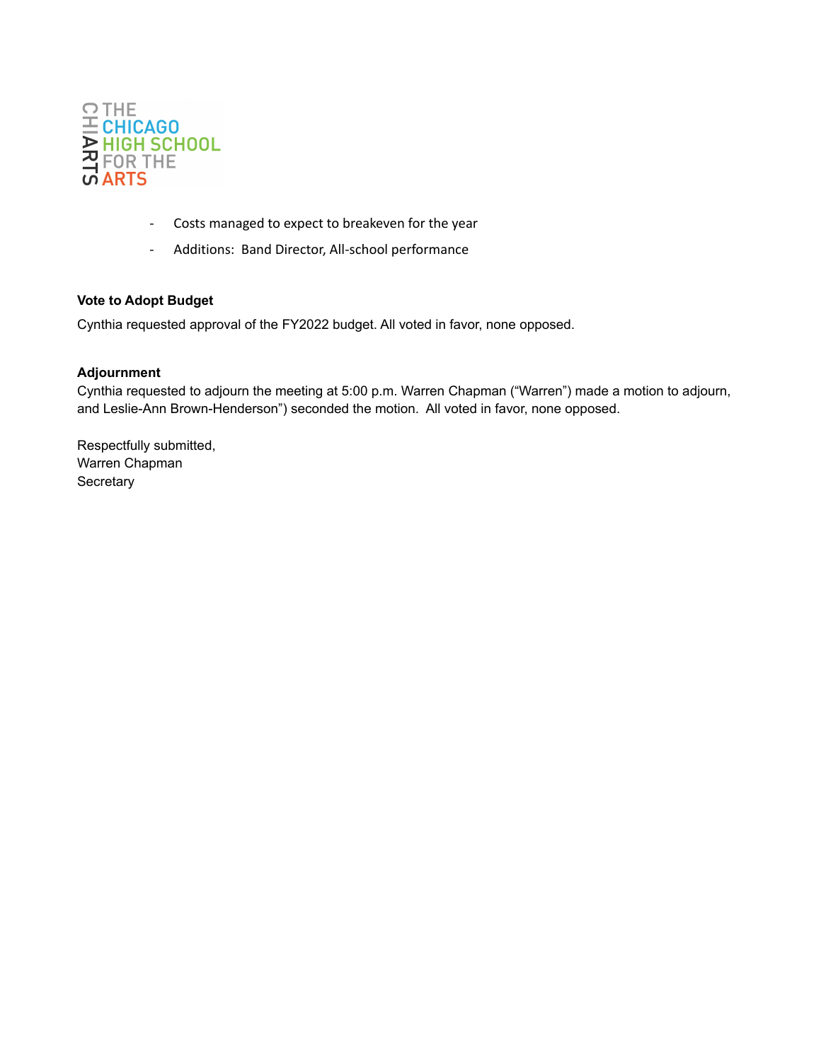- Costs managed to expect to breakeven for the year
- Additions: Band Director, All-school performance

**Vote to Adopt Budget**

Cynthia requested approval of the FY2022 budget. All voted in favor, none opposed.

**Adjournment**

Cynthia requested to adjourn the meeting at 5:00 p.m. Warren Chapman ("Warren") made a motion to adjourn, and Leslie-Ann Brown-Henderson") seconded the motion. All voted in favor, none opposed.

Respectfully submitted,
Warren Chapman
Secretary